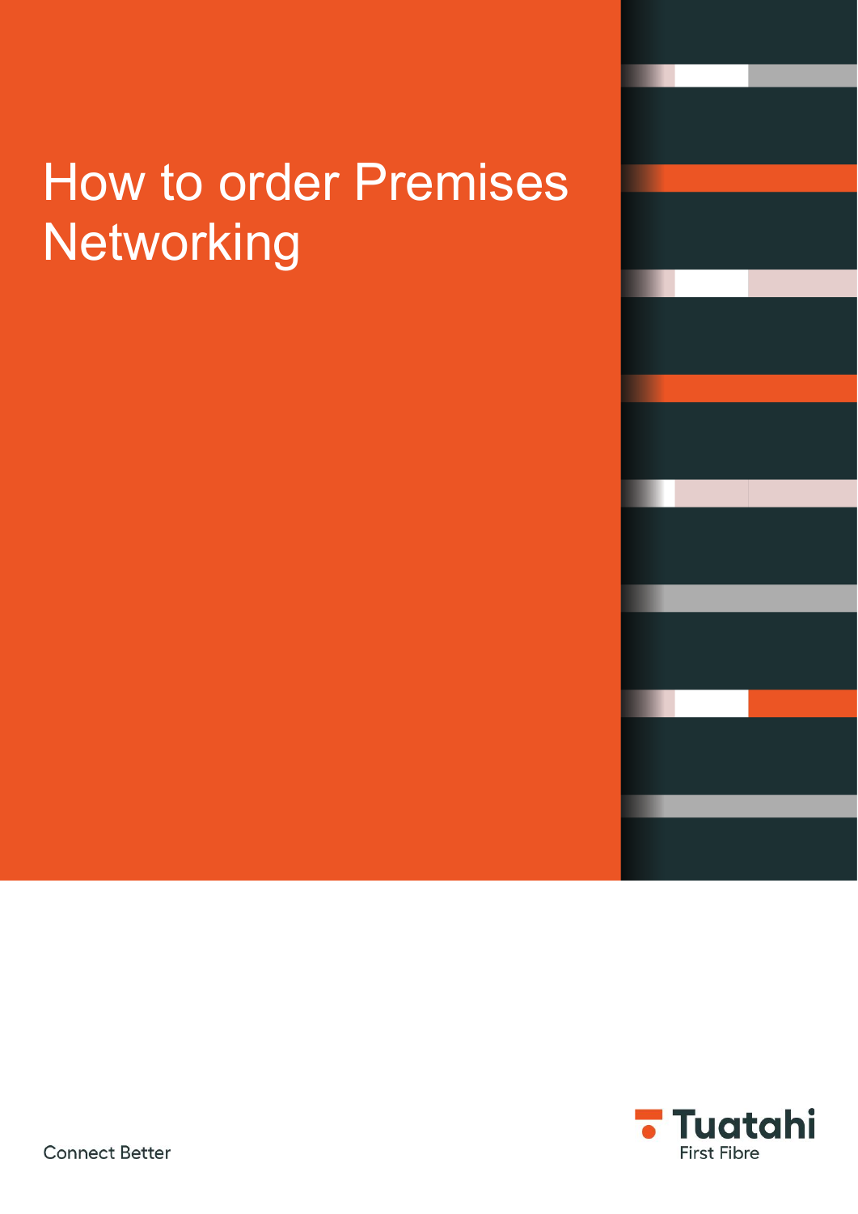# How to order Premises Networking

Connect Better

Tuatahi First Fibre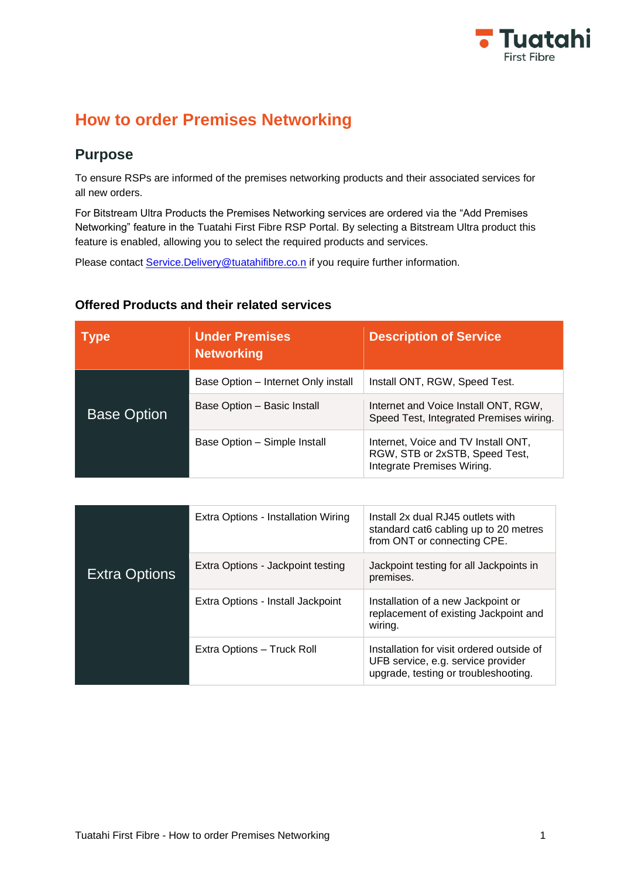# How to order Premises Networking

## Purpose

To ensure RSPs are informed of the premises networking products and their associated services for all new orders.

For Bitstream Ultra Products the Premises Networking services are ordered via the "Add Premises Networking" feature in the Tuatahi First Fibre RSP Portal. By selecting a Bitstream Ultra product this feature is enabled, allowing you to select the required products and services.

Please contact Service.Delivery@tuatahifibre.co.n if you require further information.

### Offered Products and their related services

| Type | Under Premises Networking | Description of Service |
|---|---|---|
| Base Option | Base Option – Internet Only install | Install ONT, RGW, Speed Test. |
| | Base Option – Basic Install | Internet and Voice Install ONT, RGW, Speed Test, Integrated Premises wiring. |
| | Base Option – Simple Install | Internet, Voice and TV Install ONT, RGW, STB or 2xSTB, Speed Test, Integrate Premises Wiring. |
| Extra Options | Extra Options - Installation Wiring | Install 2x dual RJ45 outlets with standard cat6 cabling up to 20 metres from ONT or connecting CPE. |
| | Extra Options - Jackpoint testing | Jackpoint testing for all Jackpoints in premises. |
| | Extra Options - Install Jackpoint | Installation of a new Jackpoint or replacement of existing Jackpoint and wiring. |
| | Extra Options – Truck Roll | Installation for visit ordered outside of UFB service, e.g. service provider upgrade, testing or troubleshooting. |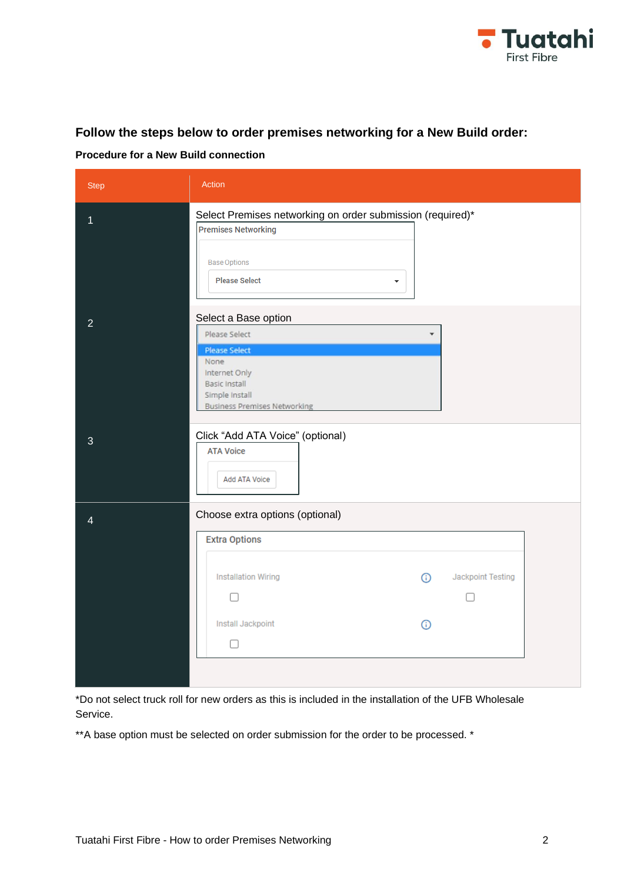## Follow the steps below to order premises networking for a New Build order:

**Procedure for a New Build connection**

| Step | Action |
|---|---|
| 1 | Select Premises networking on order submission (required)*<br>Premises Networking<br>Base Options<br>Please Select |
| 2 | Select a Base option<br>Please Select<br>Please Select<br>None<br>Internet Only<br>Basic Install<br>Simple Install<br>Business Premises Networking |
| 3 | Click "Add ATA Voice" (optional)<br>ATA Voice<br>Add ATA Voice |
| 4 | Choose extra options (optional)<br>Extra Options<br>Installation Wiring<br>Jackpoint Testing<br>Install Jackpoint |

*Do not select truck roll for new orders as this is included in the installation of the UFB Wholesale Service.

**A base option must be selected on order submission for the order to be processed. *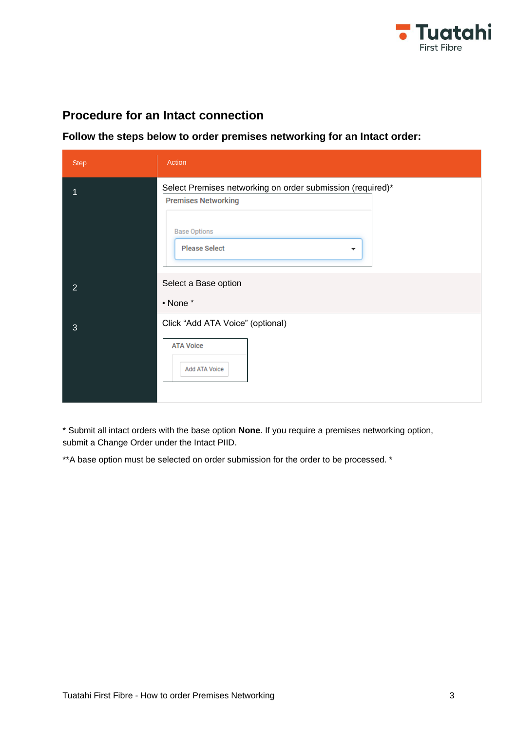## Procedure for an Intact connection

### Follow the steps below to order premises networking for an Intact order:

| Step | Action |
|---|---|
| 1 | Select Premises networking on order submission (required)* <br> Premises Networking <br> Base Options <br> Please Select |
| 2 | Select a Base option <br> • None * |
| 3 | Click “Add ATA Voice” (optional) <br> ATA Voice <br> Add ATA Voice |

* Submit all intact orders with the base option **None**. If you require a premises networking option, submit a Change Order under the Intact PIID.

**A base option must be selected on order submission for the order to be processed. *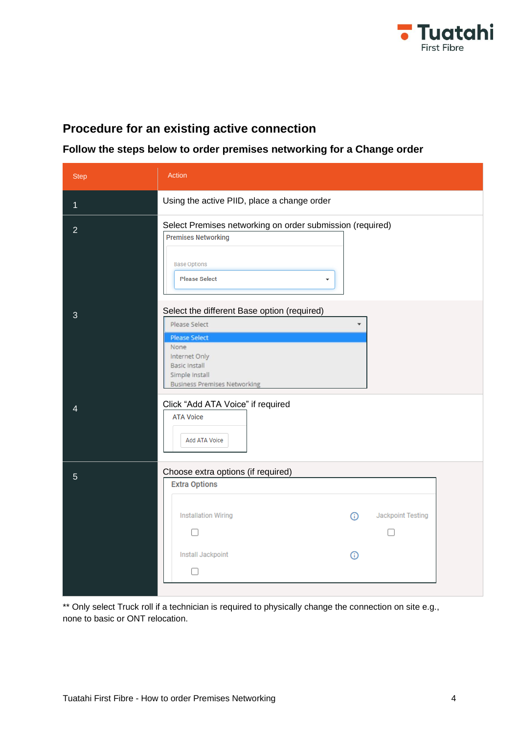## Procedure for an existing active connection

### Follow the steps below to order premises networking for a Change order

| Step | Action |
| --- | --- |
| 1 | Using the active PIID, place a change order |
| 2 | Select Premises networking on order submission (required)<br>Premises Networking<br>Base Options<br>Please Select |
| 3 | Select the different Base option (required)<br>Please Select<br>Please Select<br>None<br>Internet Only<br>Basic Install<br>Simple Install<br>Business Premises Networking |
| 4 | Click "Add ATA Voice" if required<br>ATA Voice<br>Add ATA Voice |
| 5 | Choose extra options (if required)<br>Extra Options<br>Installation Wiring<br>Jackpoint Testing<br>Install Jackpoint |

** Only select Truck roll if a technician is required to physically change the connection on site e.g., none to basic or ONT relocation.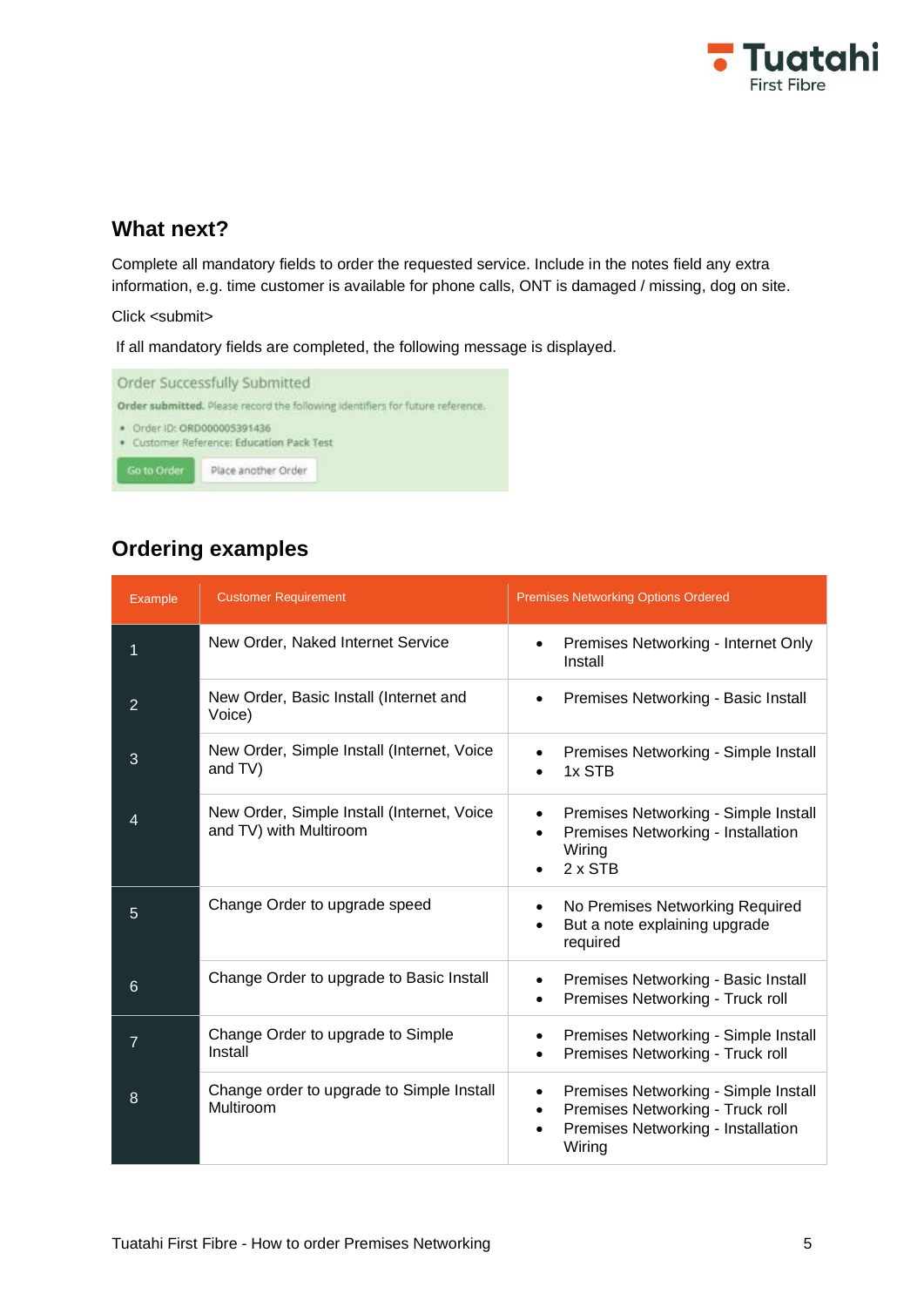## What next?

Complete all mandatory fields to order the requested service. Include in the notes field any extra information, e.g. time customer is available for phone calls, ONT is damaged / missing, dog on site.

Click <submit>

If all mandatory fields are completed, the following message is displayed.

Order Successfully Submitted

**Order submitted.** Please record the following identifiers for future reference.

- Order ID: **ORD000005391436**
- Customer Reference: **Education Pack Test**

Go to Order | Place another Order

## Ordering examples

| Example | Customer Requirement | Premises Networking Options Ordered |
|---|---|---|
| 1 | New Order, Naked Internet Service | • Premises Networking - Internet Only Install |
| 2 | New Order, Basic Install (Internet and Voice) | • Premises Networking - Basic Install |
| 3 | New Order, Simple Install (Internet, Voice and TV) | • Premises Networking - Simple Install<br>• 1x STB |
| 4 | New Order, Simple Install (Internet, Voice and TV) with Multiroom | • Premises Networking - Simple Install<br>• Premises Networking - Installation Wiring<br>• 2 x STB |
| 5 | Change Order to upgrade speed | • No Premises Networking Required<br>• But a note explaining upgrade required |
| 6 | Change Order to upgrade to Basic Install | • Premises Networking - Basic Install<br>• Premises Networking - Truck roll |
| 7 | Change Order to upgrade to Simple Install | • Premises Networking - Simple Install<br>• Premises Networking - Truck roll |
| 8 | Change order to upgrade to Simple Install Multiroom | • Premises Networking - Simple Install<br>• Premises Networking - Truck roll<br>• Premises Networking - Installation Wiring |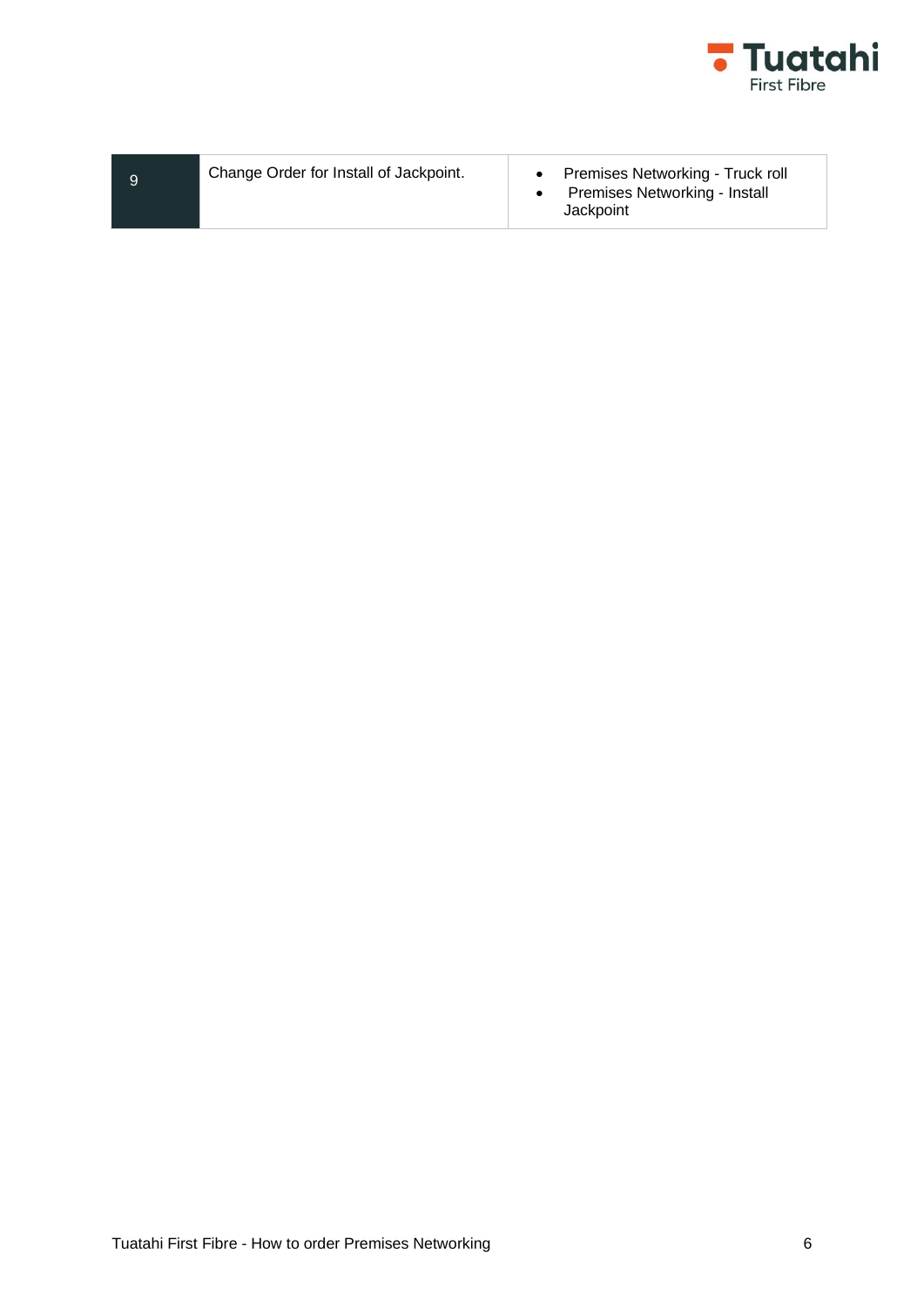| | | |
|---|---|---|
| 9 | Change Order for Install of Jackpoint. | • Premises Networking - Truck roll<br>• Premises Networking - Install Jackpoint |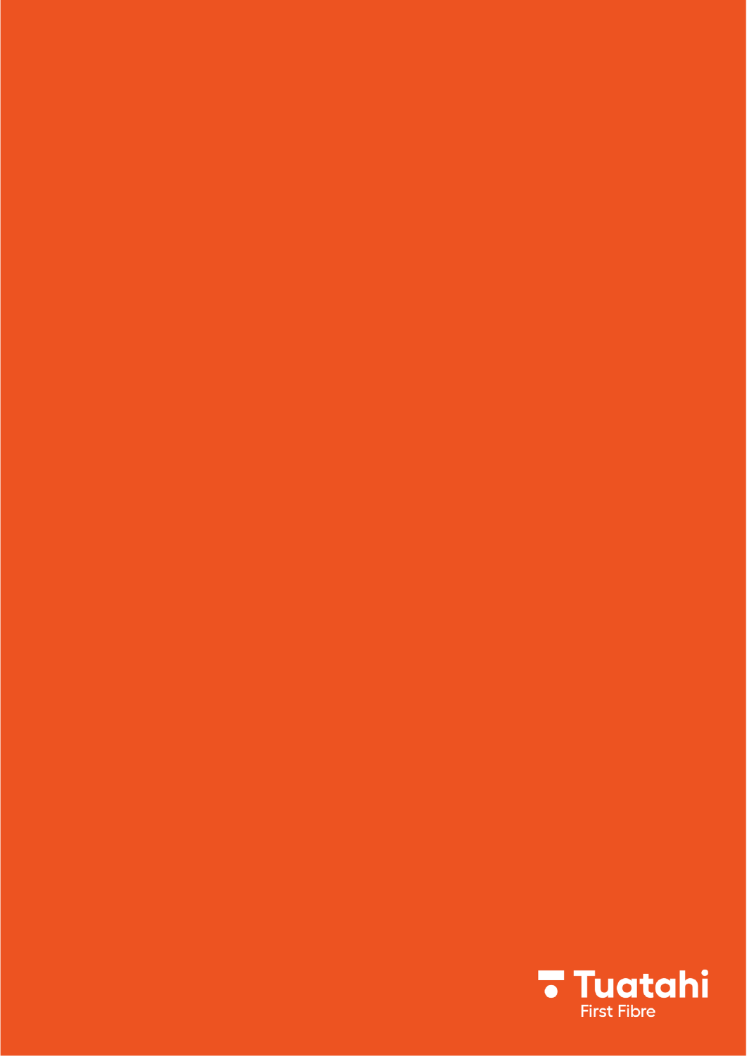Tuatahi

First Fibre